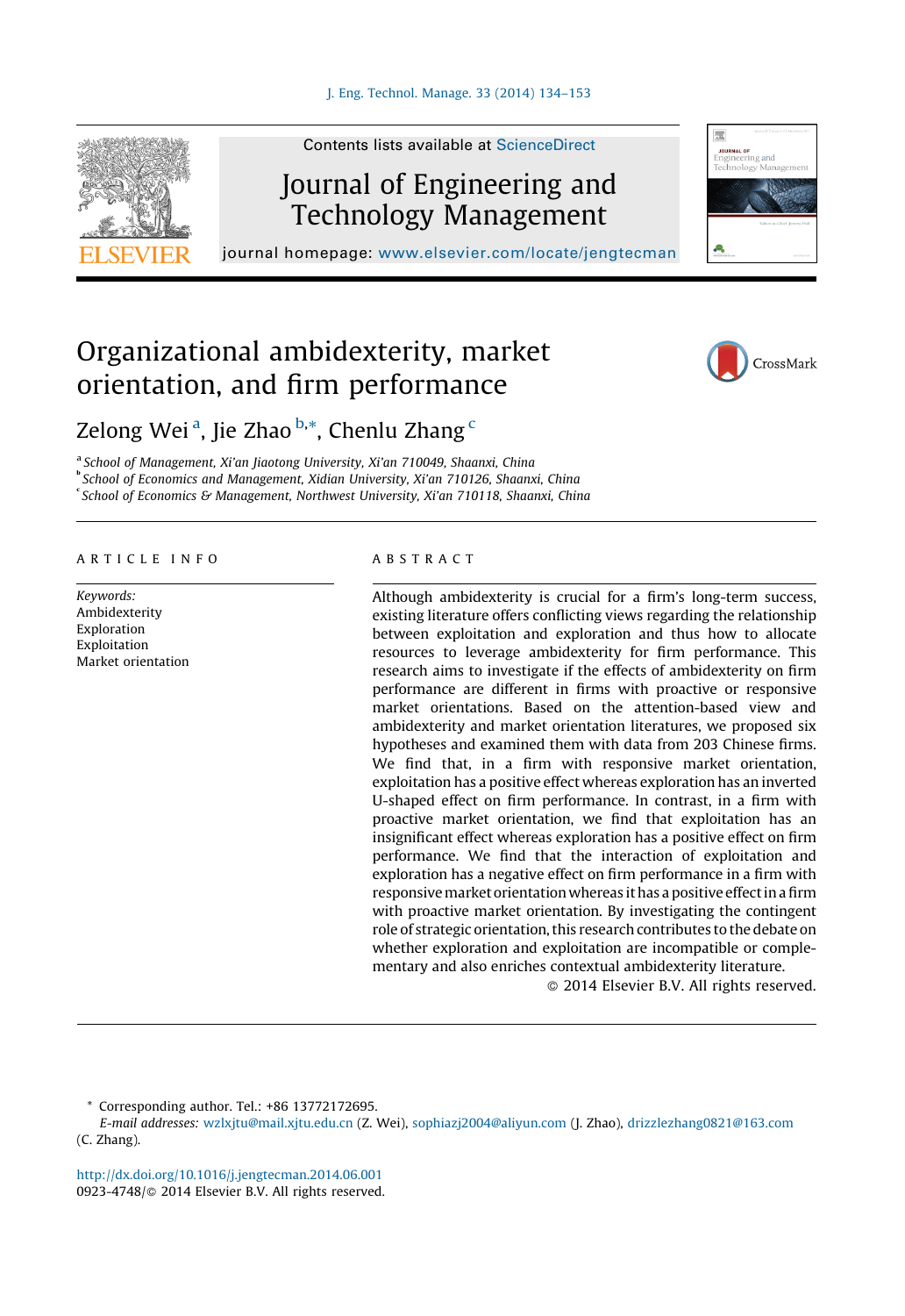# Organizational ambidexterity, market orientation, and firm performance

Zelong Wei [a], Jie Zhao [b,*], Chenlu Zhang [c]

[a] School of Management, Xi'an Jiaotong University, Xi'an 710049, Shaanxi, China
[b] School of Economics and Management, Xidian University, Xi'an 710126, Shaanxi, China
[c] School of Economics & Management, Northwest University, Xi'an 710118, Shaanxi, China

## ARTICLE INFO

*Keywords:*
Ambidexterity
Exploration
Exploitation
Market orientation

## ABSTRACT

Although ambidexterity is crucial for a firm's long-term success, existing literature offers conflicting views regarding the relationship between exploitation and exploration and thus how to allocate resources to leverage ambidexterity for firm performance. This research aims to investigate if the effects of ambidexterity on firm performance are different in firms with proactive or responsive market orientations. Based on the attention-based view and ambidexterity and market orientation literatures, we proposed six hypotheses and examined them with data from 203 Chinese firms. We find that, in a firm with responsive market orientation, exploitation has a positive effect whereas exploration has an inverted U-shaped effect on firm performance. In contrast, in a firm with proactive market orientation, we find that exploitation has an insignificant effect whereas exploration has a positive effect on firm performance. We find that the interaction of exploitation and exploration has a negative effect on firm performance in a firm with responsive market orientation whereas it has a positive effect in a firm with proactive market orientation. By investigating the contingent role of strategic orientation, this research contributes to the debate on whether exploration and exploitation are incompatible or complementary and also enriches contextual ambidexterity literature.

© 2014 Elsevier B.V. All rights reserved.

---

* Corresponding author. Tel.: +86 13772172695.
*E-mail addresses:* wzlxjtu@mail.xjtu.edu.cn (Z. Wei), sophiazj2004@aliyun.com (J. Zhao), drizzlezhang0821@163.com (C. Zhang).

http://dx.doi.org/10.1016/j.jengtecman.2014.06.001
0923-4748/© 2014 Elsevier B.V. All rights reserved.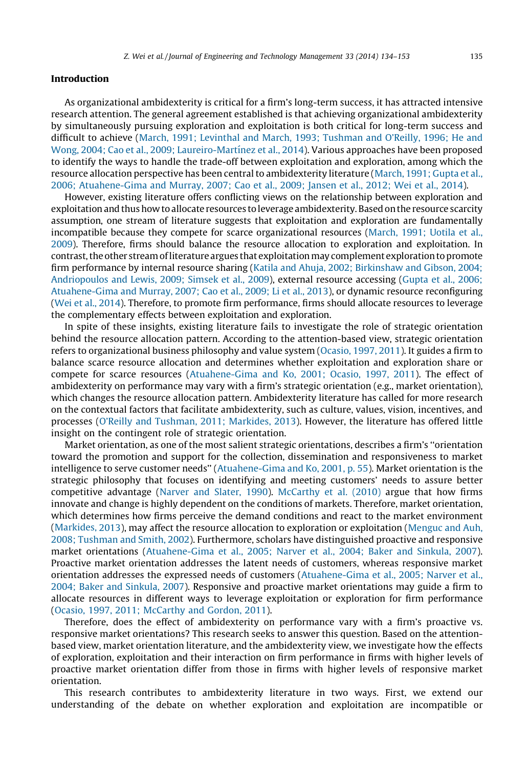## Introduction

As organizational ambidexterity is critical for a firm's long-term success, it has attracted intensive research attention. The general agreement established is that achieving organizational ambidexterity by simultaneously pursuing exploration and exploitation is both critical for long-term success and difficult to achieve (March, 1991; Levinthal and March, 1993; Tushman and O'Reilly, 1996; He and Wong, 2004; Cao et al., 2009; Laureiro-Martínez et al., 2014). Various approaches have been proposed to identify the ways to handle the trade-off between exploitation and exploration, among which the resource allocation perspective has been central to ambidexterity literature (March, 1991; Gupta et al., 2006; Atuahene-Gima and Murray, 2007; Cao et al., 2009; Jansen et al., 2012; Wei et al., 2014).

However, existing literature offers conflicting views on the relationship between exploration and exploitation and thus how to allocate resources to leverage ambidexterity. Based on the resource scarcity assumption, one stream of literature suggests that exploitation and exploration are fundamentally incompatible because they compete for scarce organizational resources (March, 1991; Uotila et al., 2009). Therefore, firms should balance the resource allocation to exploration and exploitation. In contrast, the other stream of literature argues that exploitation may complement exploration to promote firm performance by internal resource sharing (Katila and Ahuja, 2002; Birkinshaw and Gibson, 2004; Andriopoulos and Lewis, 2009; Simsek et al., 2009), external resource accessing (Gupta et al., 2006; Atuahene-Gima and Murray, 2007; Cao et al., 2009; Li et al., 2013), or dynamic resource reconfiguring (Wei et al., 2014). Therefore, to promote firm performance, firms should allocate resources to leverage the complementary effects between exploitation and exploration.

In spite of these insights, existing literature fails to investigate the role of strategic orientation behind the resource allocation pattern. According to the attention-based view, strategic orientation refers to organizational business philosophy and value system (Ocasio, 1997, 2011). It guides a firm to balance scarce resource allocation and determines whether exploitation and exploration share or compete for scarce resources (Atuahene-Gima and Ko, 2001; Ocasio, 1997, 2011). The effect of ambidexterity on performance may vary with a firm's strategic orientation (e.g., market orientation), which changes the resource allocation pattern. Ambidexterity literature has called for more research on the contextual factors that facilitate ambidexterity, such as culture, values, vision, incentives, and processes (O'Reilly and Tushman, 2011; Markides, 2013). However, the literature has offered little insight on the contingent role of strategic orientation.

Market orientation, as one of the most salient strategic orientations, describes a firm's "orientation toward the promotion and support for the collection, dissemination and responsiveness to market intelligence to serve customer needs" (Atuahene-Gima and Ko, 2001, p. 55). Market orientation is the strategic philosophy that focuses on identifying and meeting customers' needs to assure better competitive advantage (Narver and Slater, 1990). McCarthy et al. (2010) argue that how firms innovate and change is highly dependent on the conditions of markets. Therefore, market orientation, which determines how firms perceive the demand conditions and react to the market environment (Markides, 2013), may affect the resource allocation to exploration or exploitation (Menguc and Auh, 2008; Tushman and Smith, 2002). Furthermore, scholars have distinguished proactive and responsive market orientations (Atuahene-Gima et al., 2005; Narver et al., 2004; Baker and Sinkula, 2007). Proactive market orientation addresses the latent needs of customers, whereas responsive market orientation addresses the expressed needs of customers (Atuahene-Gima et al., 2005; Narver et al., 2004; Baker and Sinkula, 2007). Responsive and proactive market orientations may guide a firm to allocate resources in different ways to leverage exploitation or exploration for firm performance (Ocasio, 1997, 2011; McCarthy and Gordon, 2011).

Therefore, does the effect of ambidexterity on performance vary with a firm's proactive vs. responsive market orientations? This research seeks to answer this question. Based on the attention-based view, market orientation literature, and the ambidexterity view, we investigate how the effects of exploration, exploitation and their interaction on firm performance in firms with higher levels of proactive market orientation differ from those in firms with higher levels of responsive market orientation.

This research contributes to ambidexterity literature in two ways. First, we extend our understanding of the debate on whether exploration and exploitation are incompatible or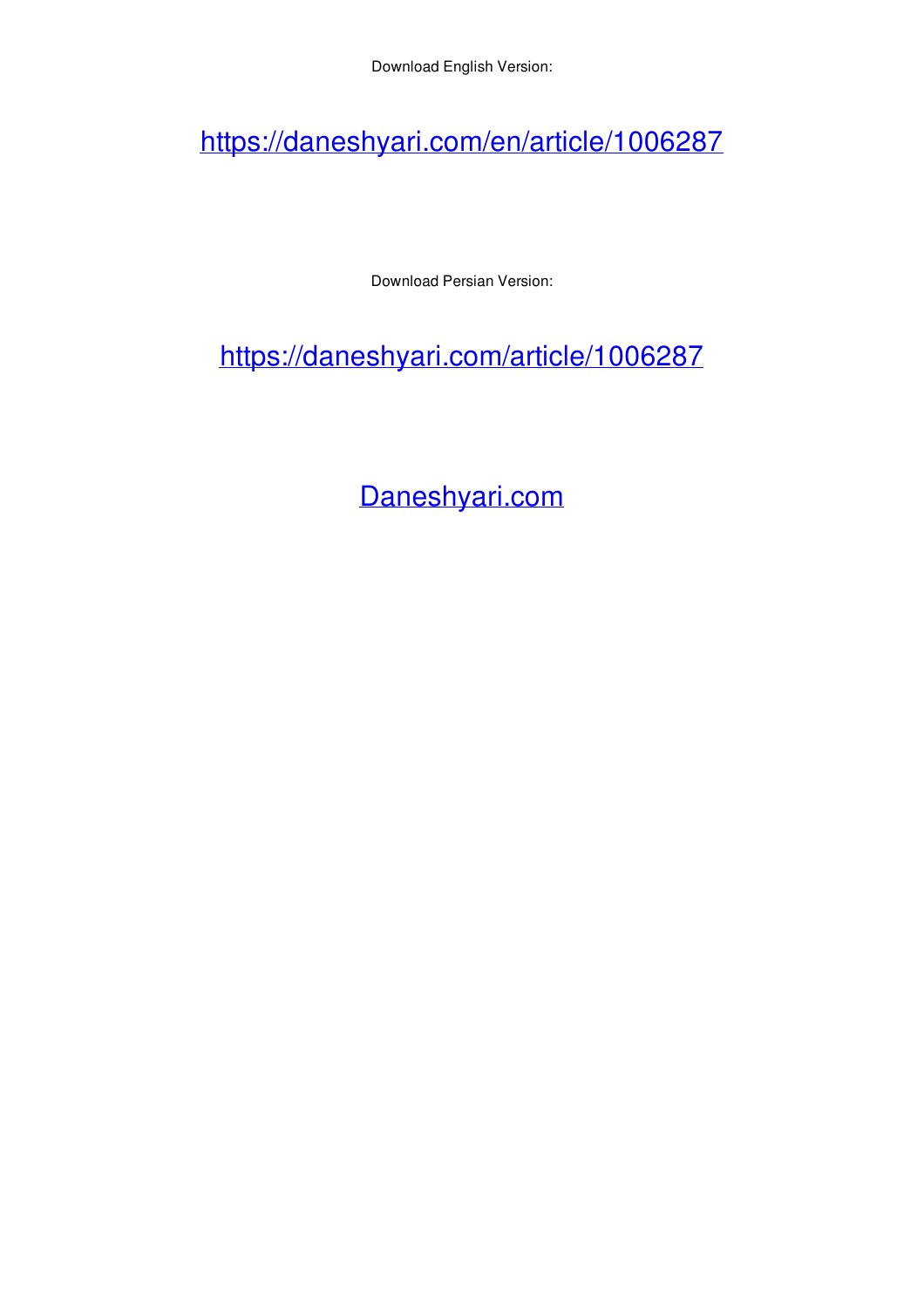Download English Version:

https://daneshyari.com/en/article/1006287

Download Persian Version:

https://daneshyari.com/article/1006287

Daneshyari.com